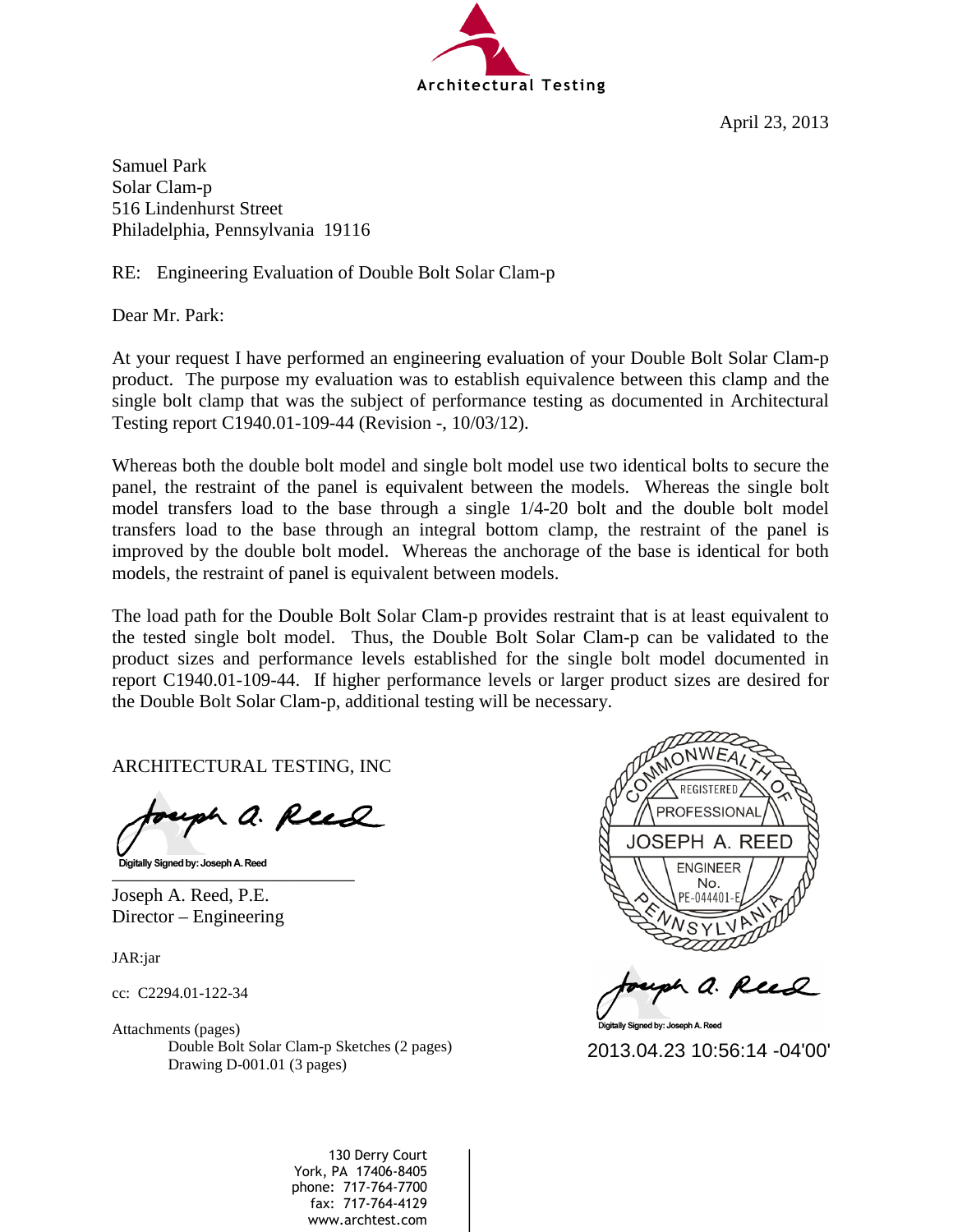Architectural Testing

April 23, 2013

Samuel Park
Solar Clam-p
516 Lindenhurst Street
Philadelphia, Pennsylvania 19116

RE: Engineering Evaluation of Double Bolt Solar Clam-p

Dear Mr. Park:

At your request I have performed an engineering evaluation of your Double Bolt Solar Clam-p product. The purpose my evaluation was to establish equivalence between this clamp and the single bolt clamp that was the subject of performance testing as documented in Architectural Testing report C1940.01-109-44 (Revision -, 10/03/12).

Whereas both the double bolt model and single bolt model use two identical bolts to secure the panel, the restraint of the panel is equivalent between the models. Whereas the single bolt model transfers load to the base through a single 1/4-20 bolt and the double bolt model transfers load to the base through an integral bottom clamp, the restraint of the panel is improved by the double bolt model. Whereas the anchorage of the base is identical for both models, the restraint of panel is equivalent between models.

The load path for the Double Bolt Solar Clam-p provides restraint that is at least equivalent to the tested single bolt model. Thus, the Double Bolt Solar Clam-p can be validated to the product sizes and performance levels established for the single bolt model documented in report C1940.01-109-44. If higher performance levels or larger product sizes are desired for the Double Bolt Solar Clam-p, additional testing will be necessary.

ARCHITECTURAL TESTING, INC

Digitally Signed by: Joseph A. Reed

Joseph A. Reed, P.E.
Director – Engineering

COMMONWEALTH OF PENNSYLVANIA
REGISTERED PROFESSIONAL
JOSEPH A. REED
ENGINEER
No. PE-044401-E

Digitally Signed by: Joseph A. Reed
2013.04.23 10:56:14 -04'00'

JAR:jar

cc: C2294.01-122-34

Attachments (pages)
    Double Bolt Solar Clam-p Sketches (2 pages)
    Drawing D-001.01 (3 pages)

130 Derry Court
York, PA 17406-8405
phone: 717-764-7700
fax: 717-764-4129
www.archtest.com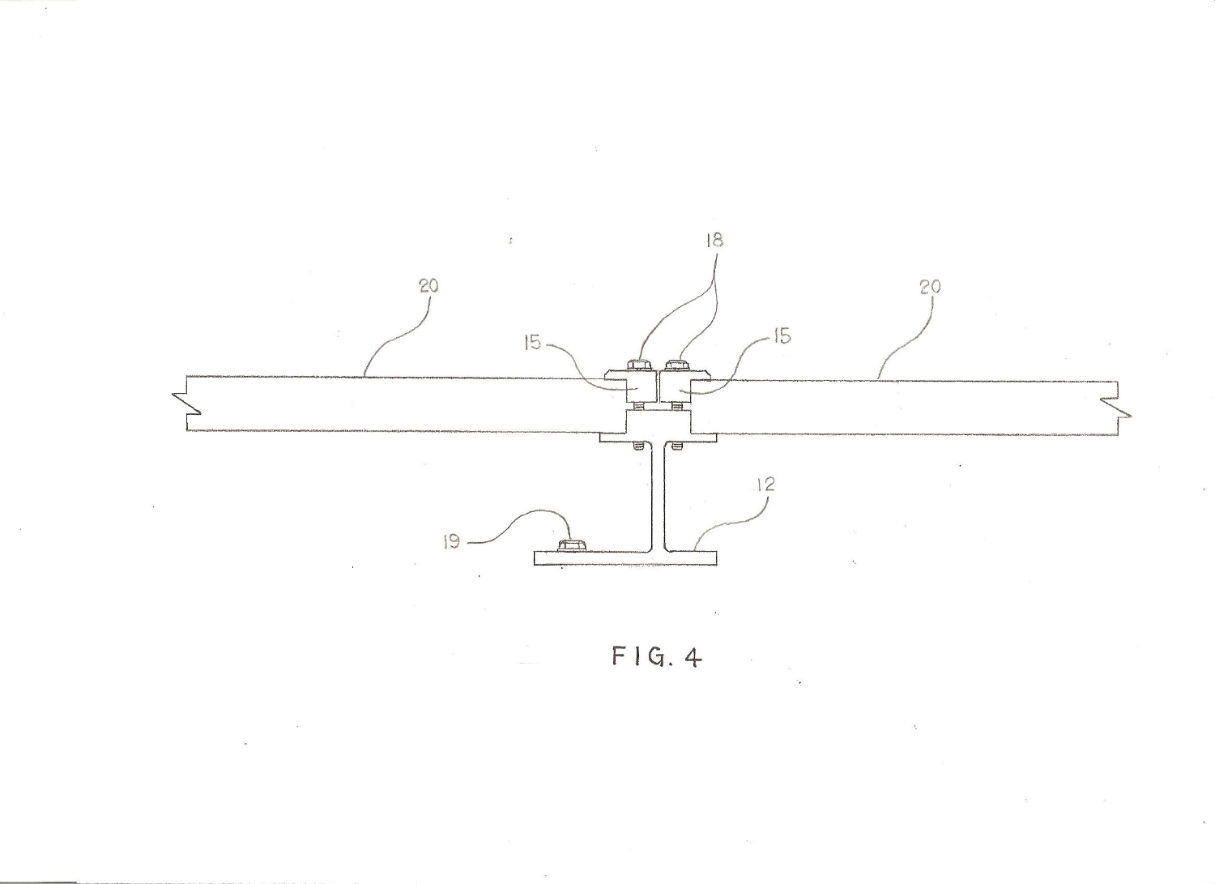20

20

18

15

15

12

19

FIG. 4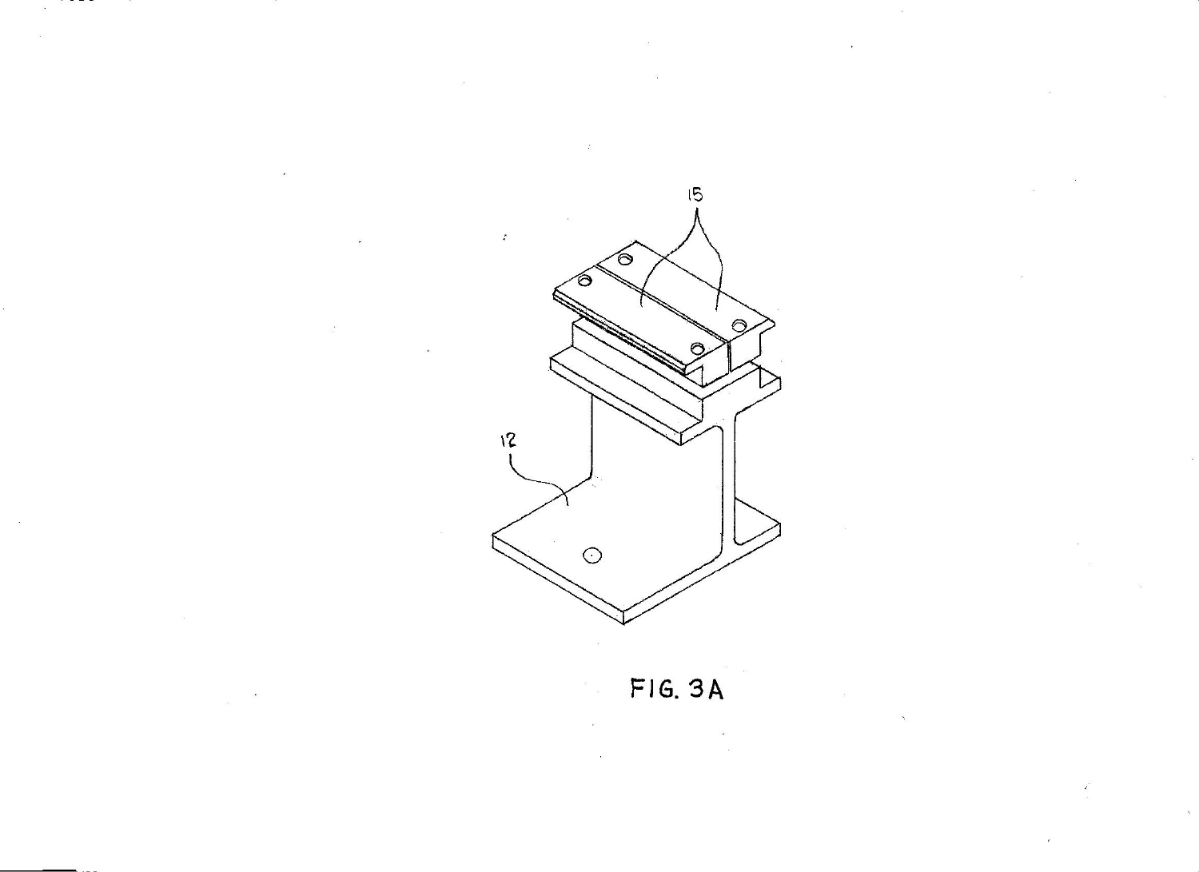15

12

FIG. 3A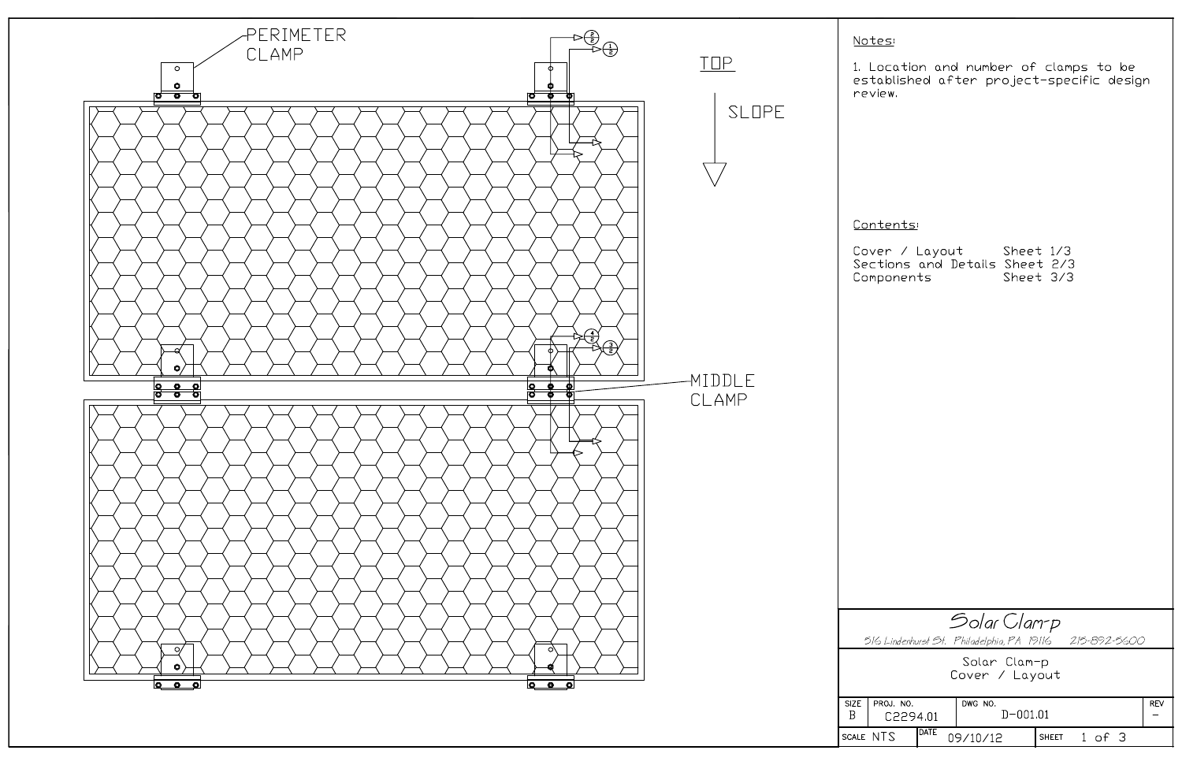PERIMETER CLAMP

TOP

SLOPE

MIDDLE CLAMP

## Notes:

1. Location and number of clamps to be established after project-specific design review.

## Contents:

| | |
|---|---|
| Cover / Layout | Sheet 1/3 |
| Sections and Details | Sheet 2/3 |
| Components | Sheet 3/3 |

**Solar Clam-p**

516 Lindenhurst St. Philadelphia, PA 19116 215-892-5600

Solar Clam-p
Cover / Layout

| SIZE | PROJ. NO. | DWG NO. | REV |
|---|---|---|---|
| B | C2294.01 | D-001.01 | – |

| SCALE | DATE | SHEET |
|---|---|---|
| NTS | 09/10/12 | 1 of 3 |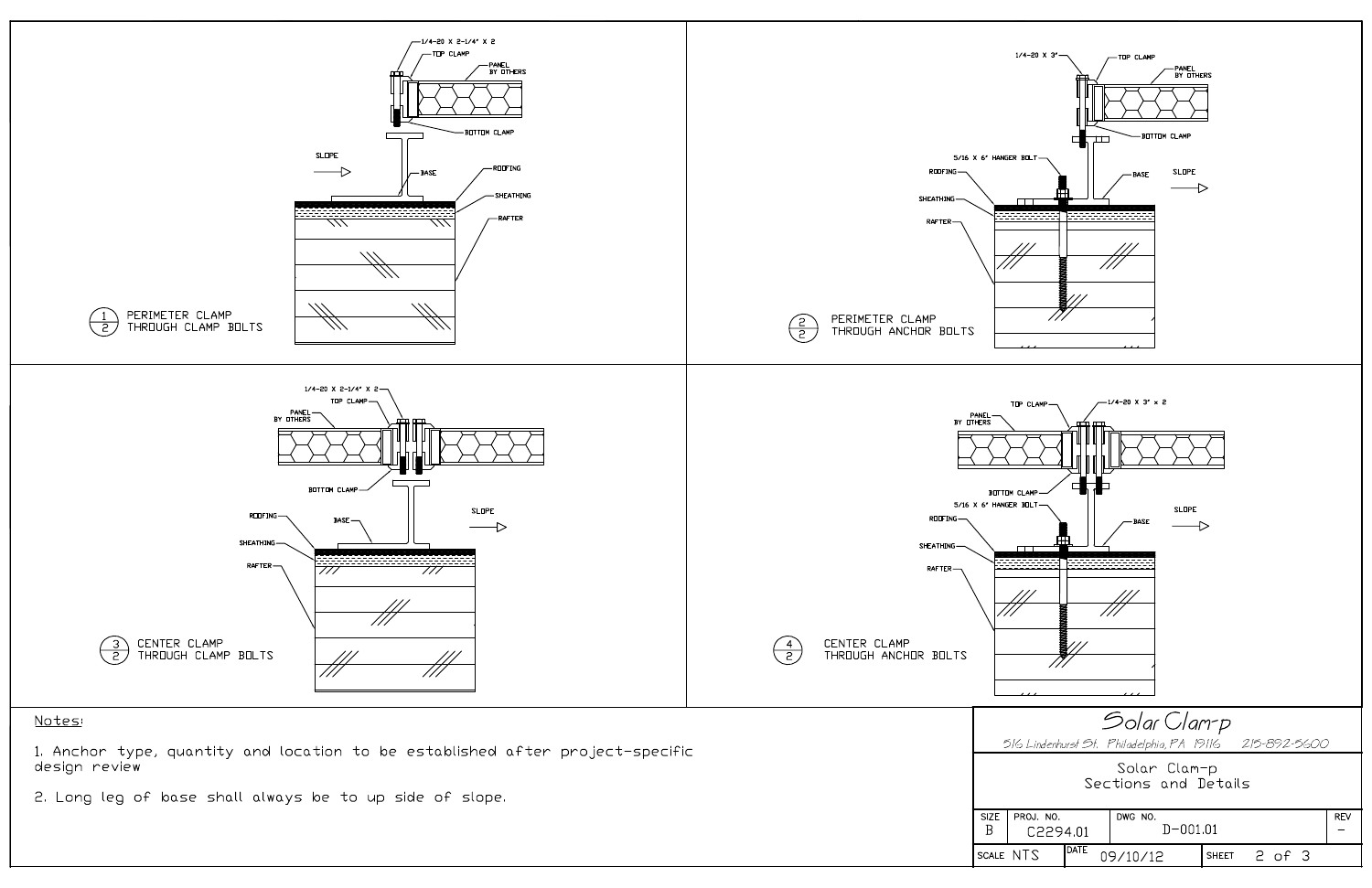1/4-20 X 2-1/4" X 2

TOP CLAMP

PANEL BY OTHERS

BOTTOM CLAMP

SLOPE

BASE

ROOFING

SHEATHING

RAFTER

1/2 PERIMETER CLAMP THROUGH CLAMP BOLTS

1/4-20 X 3"

TOP CLAMP

PANEL BY OTHERS

BOTTOM CLAMP

5/16 X 6" HANGER BOLT

ROOFING

BASE

SLOPE

SHEATHING

RAFTER

2/2 PERIMETER CLAMP THROUGH ANCHOR BOLTS

1/4-20 X 2-1/4" X 2

TOP CLAMP

PANEL BY OTHERS

BOTTOM CLAMP

ROOFING

BASE

SLOPE

SHEATHING

RAFTER

3/2 CENTER CLAMP THROUGH CLAMP BOLTS

TOP CLAMP

1/4-20 X 3" x 2

PANEL BY OTHERS

BOTTOM CLAMP

5/16 X 6" HANGER BOLT

ROOFING

BASE

SLOPE

SHEATHING

RAFTER

4/2 CENTER CLAMP THROUGH ANCHOR BOLTS

Notes:

1. Anchor type, quantity and location to be established after project-specific design review

2. Long leg of base shall always be to up side of slope.

| Solar Clam-p | | | |
|---|---|---|---|
| 516 Lindenhurst St. Philadelphia, PA 19116 215-892-5600 | | | |
| Solar Clam-p Sections and Details | | | |
| SIZE B | PROJ. NO. C2294.01 | DWG NO. D-001.01 | REV – |
| SCALE NTS | DATE 09/10/12 | SHEET 2 of 3 | |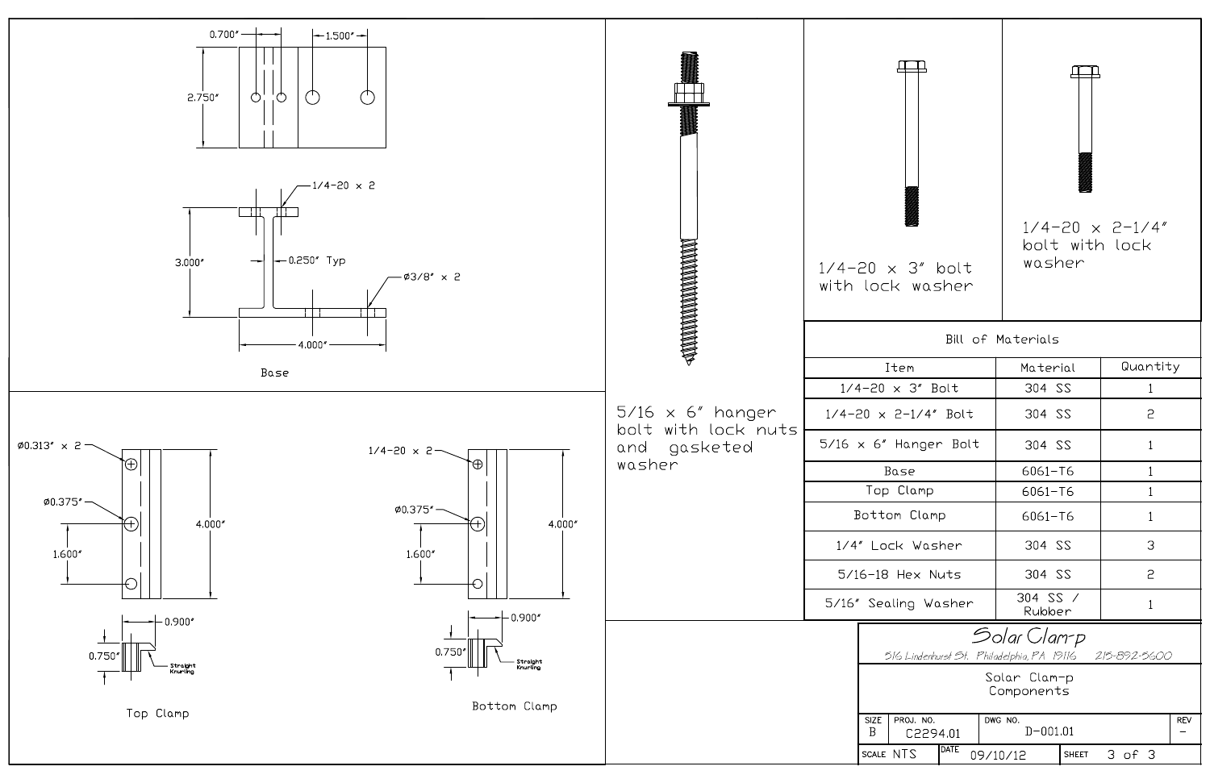0.700"

1.500"

2.750"

1/4-20 x 2

3.000"

0.250" Typ

⌀3/8" x 2

4.000"

Base

⌀0.313" x 2

⌀0.375"

1.600"

4.000"

0.900"

0.750"

Straight Knurling

Top Clamp

1/4-20 x 2

⌀0.375"

1.600"

4.000"

0.900"

0.750"

Straight Knurling

Bottom Clamp

5/16 x 6" hanger bolt with lock nuts and gasketed washer

1/4-20 x 3" bolt with lock washer

1/4-20 x 2-1/4" bolt with lock washer

| Bill of Materials | | |
|---|---|---|
| Item | Material | Quantity |
| 1/4-20 x 3" Bolt | 304 SS | 1 |
| 1/4-20 x 2-1/4" Bolt | 304 SS | 2 |
| 5/16 x 6" Hanger Bolt | 304 SS | 1 |
| Base | 6061-T6 | 1 |
| Top Clamp | 6061-T6 | 1 |
| Bottom Clamp | 6061-T6 | 1 |
| 1/4" Lock Washer | 304 SS | 3 |
| 5/16-18 Hex Nuts | 304 SS | 2 |
| 5/16" Sealing Washer | 304 SS / Rubber | 1 |

Solar Clam-p

516 Lindenhurst St. Philadelphia, PA 19116 215-892-5600

Solar Clam-p Components

| SIZE | PROJ. NO. | DWG NO. | REV |
|---|---|---|---|
| B | C2294.01 | D-001.01 | - |
| SCALE NTS | DATE 09/10/12 | SHEET 3 of 3 | |